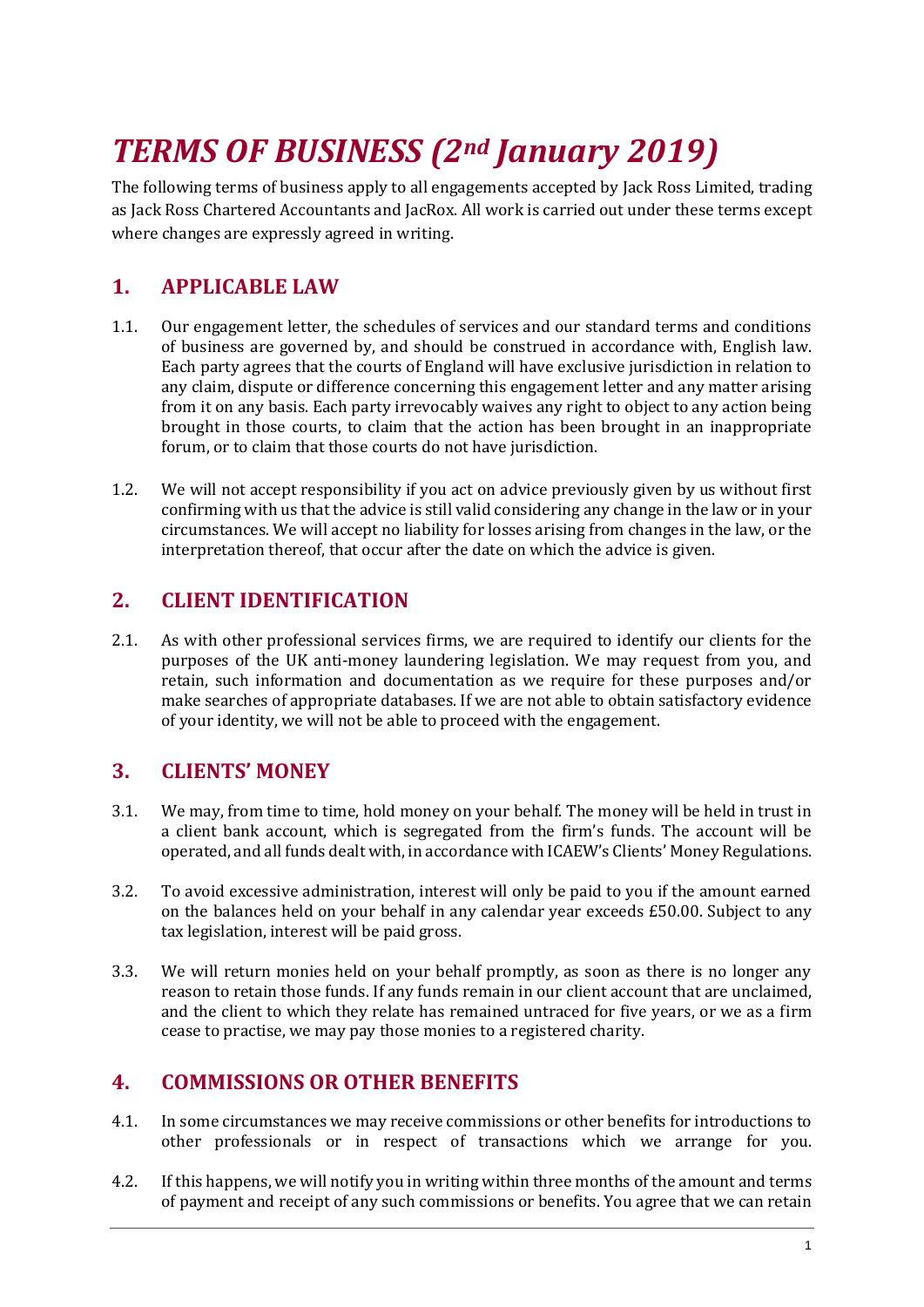# *TERMS OF BUSINESS (2nd January 2019)*

The following terms of business apply to all engagements accepted by Jack Ross Limited, trading as Jack Ross Chartered Accountants and JacRox. All work is carried out under these terms except where changes are expressly agreed in writing.

## 1. APPLICABLE LAW

1.1. Our engagement letter, the schedules of services and our standard terms and conditions of business are governed by, and should be construed in accordance with, English law. Each party agrees that the courts of England will have exclusive jurisdiction in relation to any claim, dispute or difference concerning this engagement letter and any matter arising from it on any basis. Each party irrevocably waives any right to object to any action being brought in those courts, to claim that the action has been brought in an inappropriate forum, or to claim that those courts do not have jurisdiction.

1.2. We will not accept responsibility if you act on advice previously given by us without first confirming with us that the advice is still valid considering any change in the law or in your circumstances. We will accept no liability for losses arising from changes in the law, or the interpretation thereof, that occur after the date on which the advice is given.

## 2. CLIENT IDENTIFICATION

2.1. As with other professional services firms, we are required to identify our clients for the purposes of the UK anti-money laundering legislation. We may request from you, and retain, such information and documentation as we require for these purposes and/or make searches of appropriate databases. If we are not able to obtain satisfactory evidence of your identity, we will not be able to proceed with the engagement.

## 3. CLIENTS' MONEY

3.1. We may, from time to time, hold money on your behalf. The money will be held in trust in a client bank account, which is segregated from the firm's funds. The account will be operated, and all funds dealt with, in accordance with ICAEW's Clients' Money Regulations.

3.2. To avoid excessive administration, interest will only be paid to you if the amount earned on the balances held on your behalf in any calendar year exceeds £50.00. Subject to any tax legislation, interest will be paid gross.

3.3. We will return monies held on your behalf promptly, as soon as there is no longer any reason to retain those funds. If any funds remain in our client account that are unclaimed, and the client to which they relate has remained untraced for five years, or we as a firm cease to practise, we may pay those monies to a registered charity.

## 4. COMMISSIONS OR OTHER BENEFITS

4.1. In some circumstances we may receive commissions or other benefits for introductions to other professionals or in respect of transactions which we arrange for you.

4.2. If this happens, we will notify you in writing within three months of the amount and terms of payment and receipt of any such commissions or benefits. You agree that we can retain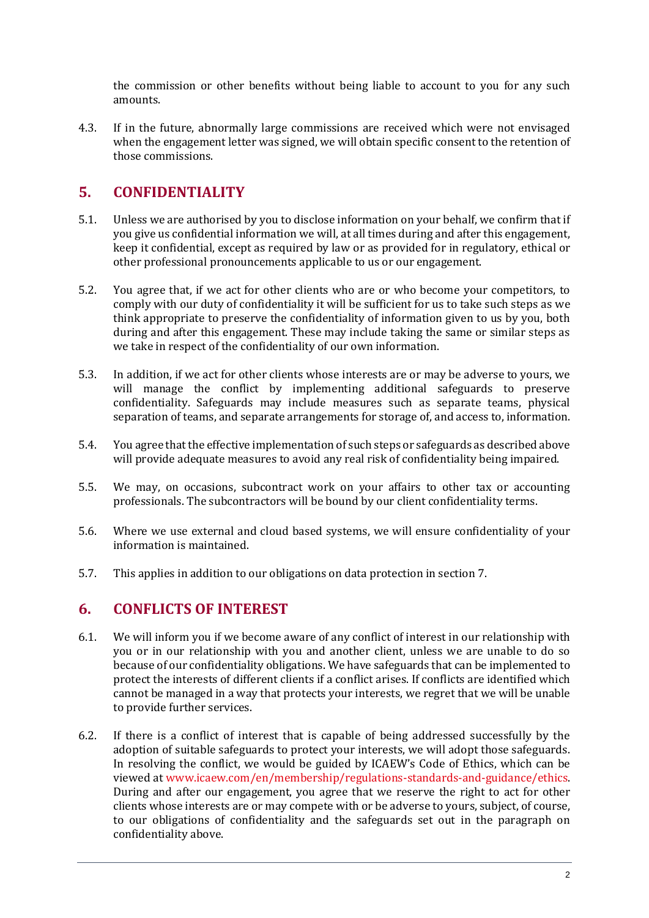the commission or other benefits without being liable to account to you for any such amounts.

4.3. If in the future, abnormally large commissions are received which were not envisaged when the engagement letter was signed, we will obtain specific consent to the retention of those commissions.

## 5. CONFIDENTIALITY

5.1. Unless we are authorised by you to disclose information on your behalf, we confirm that if you give us confidential information we will, at all times during and after this engagement, keep it confidential, except as required by law or as provided for in regulatory, ethical or other professional pronouncements applicable to us or our engagement.

5.2. You agree that, if we act for other clients who are or who become your competitors, to comply with our duty of confidentiality it will be sufficient for us to take such steps as we think appropriate to preserve the confidentiality of information given to us by you, both during and after this engagement. These may include taking the same or similar steps as we take in respect of the confidentiality of our own information.

5.3. In addition, if we act for other clients whose interests are or may be adverse to yours, we will manage the conflict by implementing additional safeguards to preserve confidentiality. Safeguards may include measures such as separate teams, physical separation of teams, and separate arrangements for storage of, and access to, information.

5.4. You agree that the effective implementation of such steps or safeguards as described above will provide adequate measures to avoid any real risk of confidentiality being impaired.

5.5. We may, on occasions, subcontract work on your affairs to other tax or accounting professionals. The subcontractors will be bound by our client confidentiality terms.

5.6. Where we use external and cloud based systems, we will ensure confidentiality of your information is maintained.

5.7. This applies in addition to our obligations on data protection in section 7.

## 6. CONFLICTS OF INTEREST

6.1. We will inform you if we become aware of any conflict of interest in our relationship with you or in our relationship with you and another client, unless we are unable to do so because of our confidentiality obligations. We have safeguards that can be implemented to protect the interests of different clients if a conflict arises. If conflicts are identified which cannot be managed in a way that protects your interests, we regret that we will be unable to provide further services.

6.2. If there is a conflict of interest that is capable of being addressed successfully by the adoption of suitable safeguards to protect your interests, we will adopt those safeguards. In resolving the conflict, we would be guided by ICAEW's Code of Ethics, which can be viewed at www.icaew.com/en/membership/regulations-standards-and-guidance/ethics. During and after our engagement, you agree that we reserve the right to act for other clients whose interests are or may compete with or be adverse to yours, subject, of course, to our obligations of confidentiality and the safeguards set out in the paragraph on confidentiality above.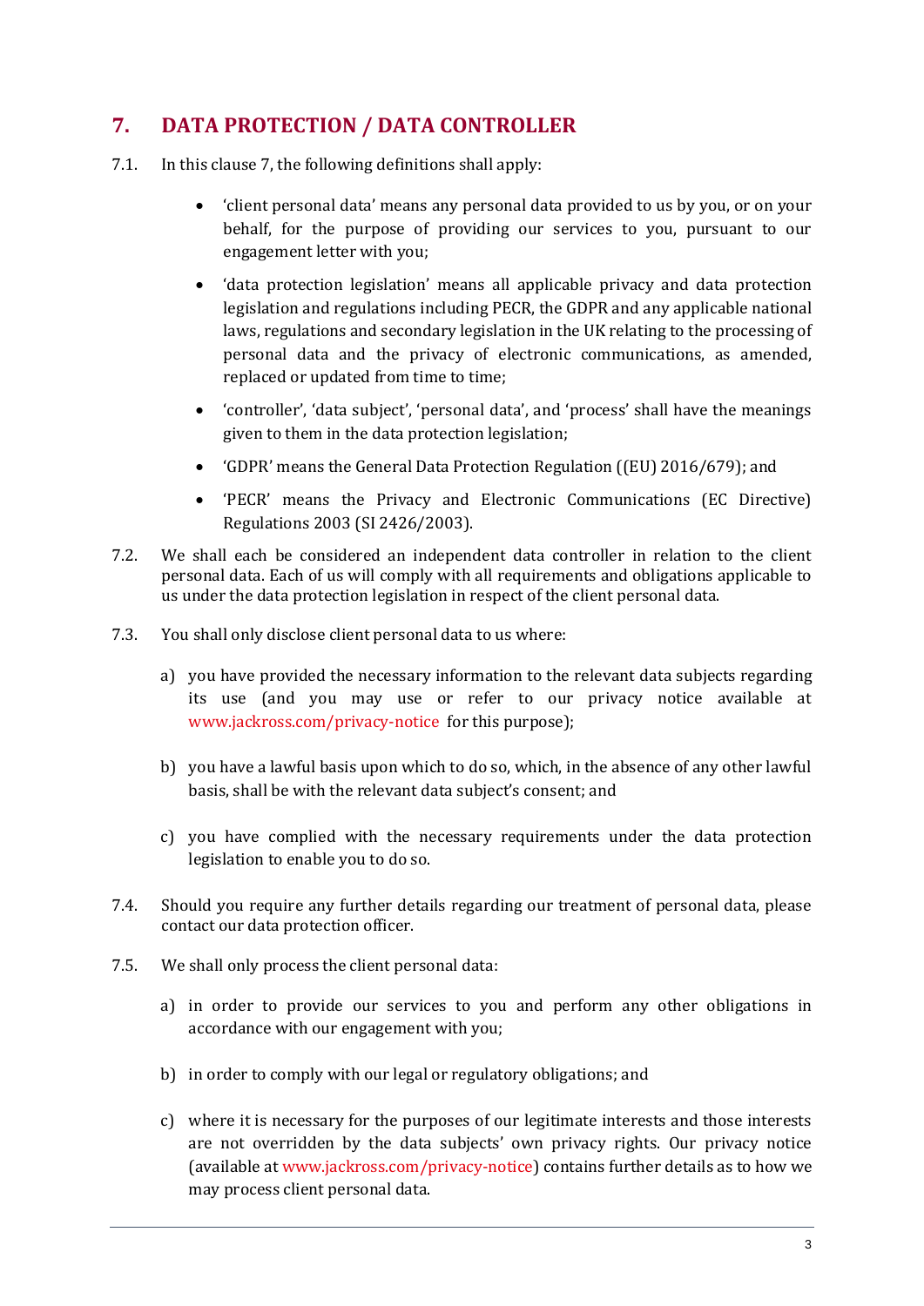## 7. DATA PROTECTION / DATA CONTROLLER

7.1. In this clause 7, the following definitions shall apply:

- 'client personal data' means any personal data provided to us by you, or on your behalf, for the purpose of providing our services to you, pursuant to our engagement letter with you;
- 'data protection legislation' means all applicable privacy and data protection legislation and regulations including PECR, the GDPR and any applicable national laws, regulations and secondary legislation in the UK relating to the processing of personal data and the privacy of electronic communications, as amended, replaced or updated from time to time;
- 'controller', 'data subject', 'personal data', and 'process' shall have the meanings given to them in the data protection legislation;
- 'GDPR' means the General Data Protection Regulation ((EU) 2016/679); and
- 'PECR' means the Privacy and Electronic Communications (EC Directive) Regulations 2003 (SI 2426/2003).

7.2. We shall each be considered an independent data controller in relation to the client personal data. Each of us will comply with all requirements and obligations applicable to us under the data protection legislation in respect of the client personal data.

7.3. You shall only disclose client personal data to us where:

a) you have provided the necessary information to the relevant data subjects regarding its use (and you may use or refer to our privacy notice available at www.jackross.com/privacy-notice for this purpose);

b) you have a lawful basis upon which to do so, which, in the absence of any other lawful basis, shall be with the relevant data subject's consent; and

c) you have complied with the necessary requirements under the data protection legislation to enable you to do so.

7.4. Should you require any further details regarding our treatment of personal data, please contact our data protection officer.

7.5. We shall only process the client personal data:

a) in order to provide our services to you and perform any other obligations in accordance with our engagement with you;

b) in order to comply with our legal or regulatory obligations; and

c) where it is necessary for the purposes of our legitimate interests and those interests are not overridden by the data subjects' own privacy rights. Our privacy notice (available at www.jackross.com/privacy-notice) contains further details as to how we may process client personal data.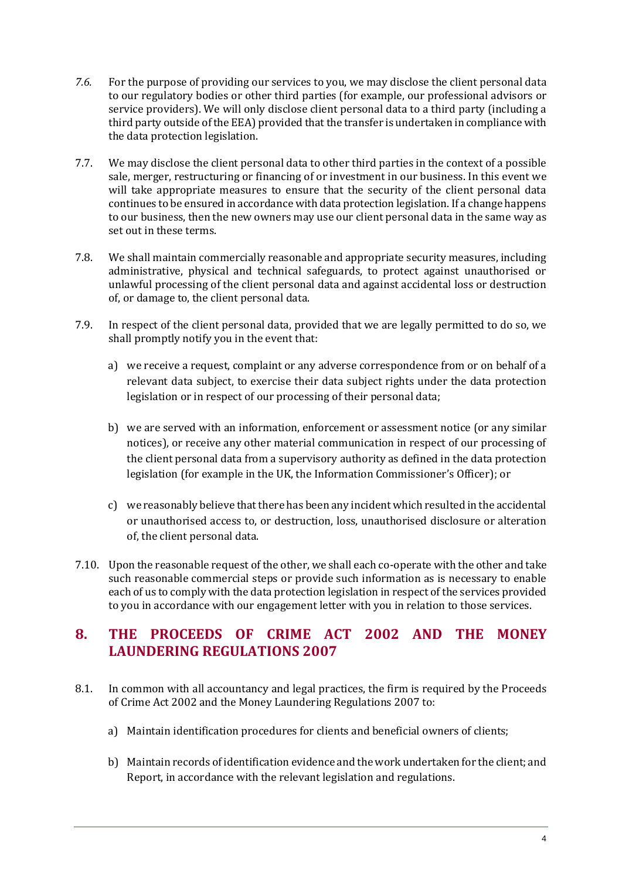7.6. For the purpose of providing our services to you, we may disclose the client personal data to our regulatory bodies or other third parties (for example, our professional advisors or service providers). We will only disclose client personal data to a third party (including a third party outside of the EEA) provided that the transfer is undertaken in compliance with the data protection legislation.

7.7. We may disclose the client personal data to other third parties in the context of a possible sale, merger, restructuring or financing of or investment in our business. In this event we will take appropriate measures to ensure that the security of the client personal data continues to be ensured in accordance with data protection legislation. If a change happens to our business, then the new owners may use our client personal data in the same way as set out in these terms.

7.8. We shall maintain commercially reasonable and appropriate security measures, including administrative, physical and technical safeguards, to protect against unauthorised or unlawful processing of the client personal data and against accidental loss or destruction of, or damage to, the client personal data.

7.9. In respect of the client personal data, provided that we are legally permitted to do so, we shall promptly notify you in the event that:

a) we receive a request, complaint or any adverse correspondence from or on behalf of a relevant data subject, to exercise their data subject rights under the data protection legislation or in respect of our processing of their personal data;

b) we are served with an information, enforcement or assessment notice (or any similar notices), or receive any other material communication in respect of our processing of the client personal data from a supervisory authority as defined in the data protection legislation (for example in the UK, the Information Commissioner's Officer); or

c) we reasonably believe that there has been any incident which resulted in the accidental or unauthorised access to, or destruction, loss, unauthorised disclosure or alteration of, the client personal data.

7.10. Upon the reasonable request of the other, we shall each co-operate with the other and take such reasonable commercial steps or provide such information as is necessary to enable each of us to comply with the data protection legislation in respect of the services provided to you in accordance with our engagement letter with you in relation to those services.

## 8. THE PROCEEDS OF CRIME ACT 2002 AND THE MONEY LAUNDERING REGULATIONS 2007

8.1. In common with all accountancy and legal practices, the firm is required by the Proceeds of Crime Act 2002 and the Money Laundering Regulations 2007 to:

a) Maintain identification procedures for clients and beneficial owners of clients;

b) Maintain records of identification evidence and the work undertaken for the client; and Report, in accordance with the relevant legislation and regulations.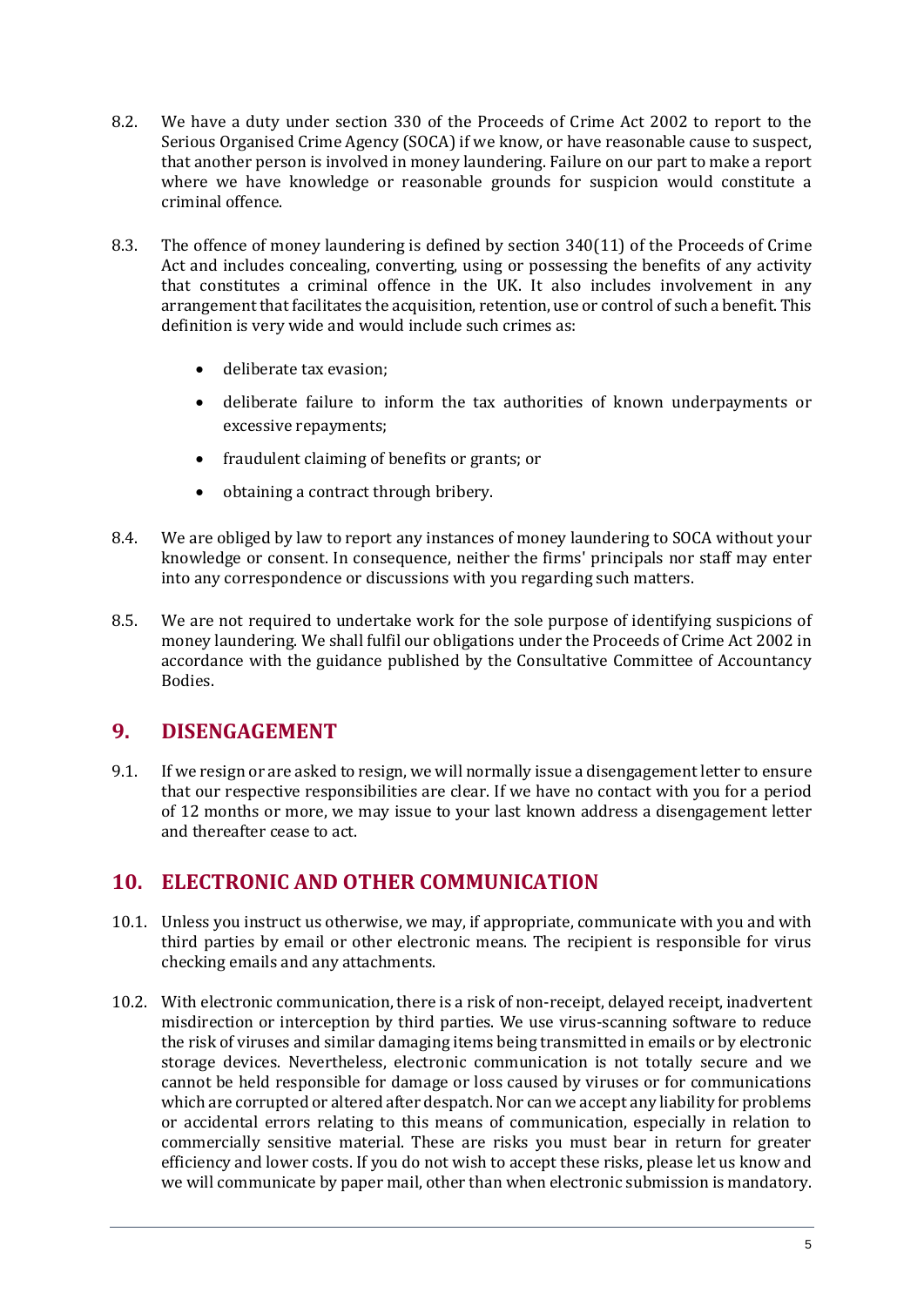8.2. We have a duty under section 330 of the Proceeds of Crime Act 2002 to report to the Serious Organised Crime Agency (SOCA) if we know, or have reasonable cause to suspect, that another person is involved in money laundering. Failure on our part to make a report where we have knowledge or reasonable grounds for suspicion would constitute a criminal offence.

8.3. The offence of money laundering is defined by section 340(11) of the Proceeds of Crime Act and includes concealing, converting, using or possessing the benefits of any activity that constitutes a criminal offence in the UK. It also includes involvement in any arrangement that facilitates the acquisition, retention, use or control of such a benefit. This definition is very wide and would include such crimes as:

- deliberate tax evasion;
- deliberate failure to inform the tax authorities of known underpayments or excessive repayments;
- fraudulent claiming of benefits or grants; or
- obtaining a contract through bribery.

8.4. We are obliged by law to report any instances of money laundering to SOCA without your knowledge or consent. In consequence, neither the firms' principals nor staff may enter into any correspondence or discussions with you regarding such matters.

8.5. We are not required to undertake work for the sole purpose of identifying suspicions of money laundering. We shall fulfil our obligations under the Proceeds of Crime Act 2002 in accordance with the guidance published by the Consultative Committee of Accountancy Bodies.

## 9. DISENGAGEMENT

9.1. If we resign or are asked to resign, we will normally issue a disengagement letter to ensure that our respective responsibilities are clear. If we have no contact with you for a period of 12 months or more, we may issue to your last known address a disengagement letter and thereafter cease to act.

## 10. ELECTRONIC AND OTHER COMMUNICATION

10.1. Unless you instruct us otherwise, we may, if appropriate, communicate with you and with third parties by email or other electronic means. The recipient is responsible for virus checking emails and any attachments.

10.2. With electronic communication, there is a risk of non-receipt, delayed receipt, inadvertent misdirection or interception by third parties. We use virus-scanning software to reduce the risk of viruses and similar damaging items being transmitted in emails or by electronic storage devices. Nevertheless, electronic communication is not totally secure and we cannot be held responsible for damage or loss caused by viruses or for communications which are corrupted or altered after despatch. Nor can we accept any liability for problems or accidental errors relating to this means of communication, especially in relation to commercially sensitive material. These are risks you must bear in return for greater efficiency and lower costs. If you do not wish to accept these risks, please let us know and we will communicate by paper mail, other than when electronic submission is mandatory.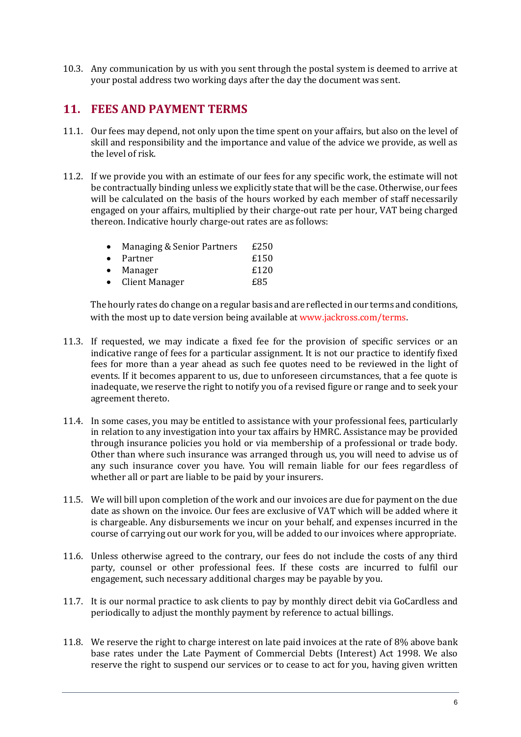10.3. Any communication by us with you sent through the postal system is deemed to arrive at your postal address two working days after the day the document was sent.

## 11. FEES AND PAYMENT TERMS

11.1. Our fees may depend, not only upon the time spent on your affairs, but also on the level of skill and responsibility and the importance and value of the advice we provide, as well as the level of risk.

11.2. If we provide you with an estimate of our fees for any specific work, the estimate will not be contractually binding unless we explicitly state that will be the case. Otherwise, our fees will be calculated on the basis of the hours worked by each member of staff necessarily engaged on your affairs, multiplied by their charge-out rate per hour, VAT being charged thereon. Indicative hourly charge-out rates are as follows:

- Managing & Senior Partners £250
- Partner £150
- Manager £120
- Client Manager £85

The hourly rates do change on a regular basis and are reflected in our terms and conditions, with the most up to date version being available at www.jackross.com/terms.

11.3. If requested, we may indicate a fixed fee for the provision of specific services or an indicative range of fees for a particular assignment. It is not our practice to identify fixed fees for more than a year ahead as such fee quotes need to be reviewed in the light of events. If it becomes apparent to us, due to unforeseen circumstances, that a fee quote is inadequate, we reserve the right to notify you of a revised figure or range and to seek your agreement thereto.

11.4. In some cases, you may be entitled to assistance with your professional fees, particularly in relation to any investigation into your tax affairs by HMRC. Assistance may be provided through insurance policies you hold or via membership of a professional or trade body. Other than where such insurance was arranged through us, you will need to advise us of any such insurance cover you have. You will remain liable for our fees regardless of whether all or part are liable to be paid by your insurers.

11.5. We will bill upon completion of the work and our invoices are due for payment on the due date as shown on the invoice. Our fees are exclusive of VAT which will be added where it is chargeable. Any disbursements we incur on your behalf, and expenses incurred in the course of carrying out our work for you, will be added to our invoices where appropriate.

11.6. Unless otherwise agreed to the contrary, our fees do not include the costs of any third party, counsel or other professional fees. If these costs are incurred to fulfil our engagement, such necessary additional charges may be payable by you.

11.7. It is our normal practice to ask clients to pay by monthly direct debit via GoCardless and periodically to adjust the monthly payment by reference to actual billings.

11.8. We reserve the right to charge interest on late paid invoices at the rate of 8% above bank base rates under the Late Payment of Commercial Debts (Interest) Act 1998. We also reserve the right to suspend our services or to cease to act for you, having given written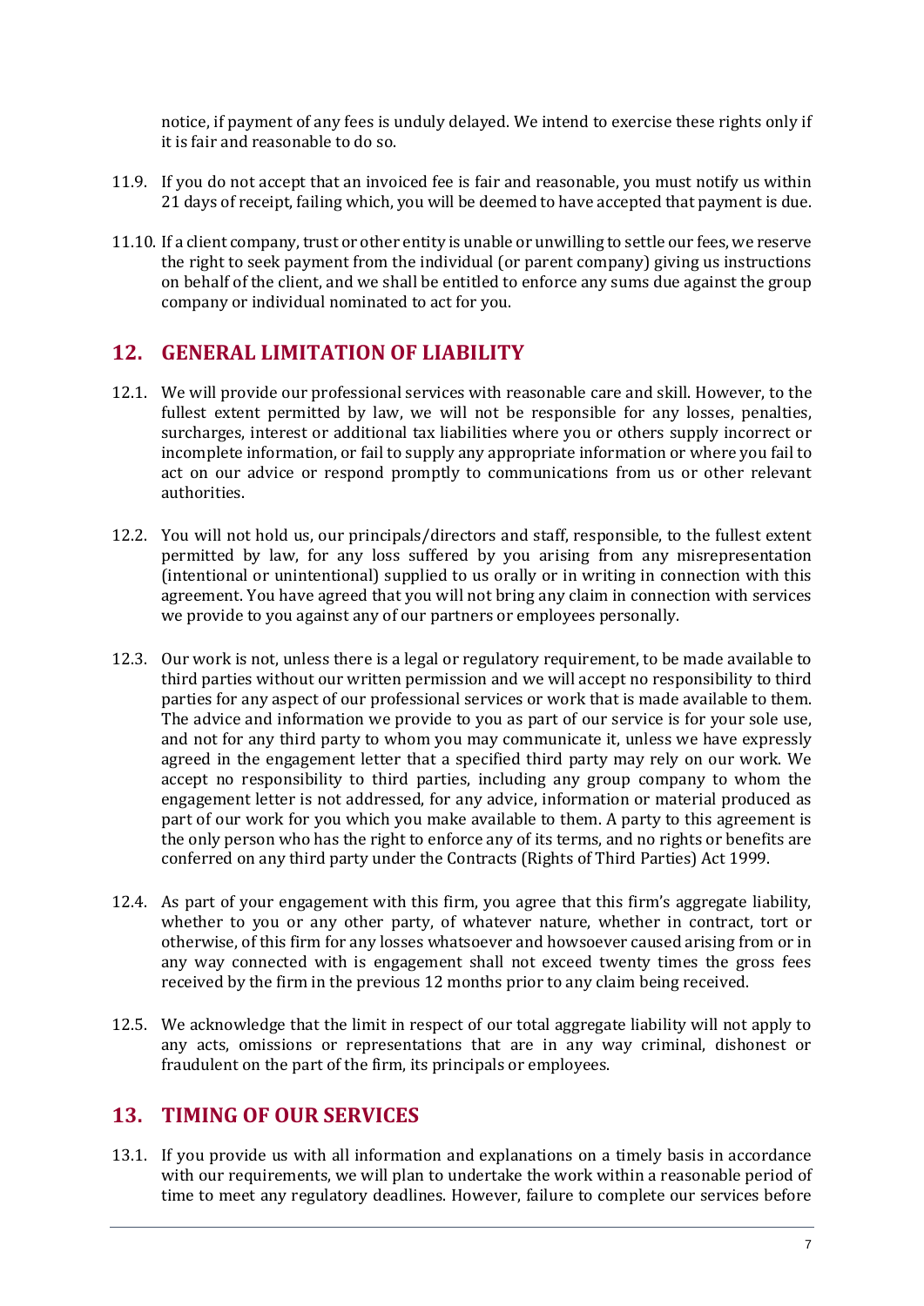notice, if payment of any fees is unduly delayed. We intend to exercise these rights only if it is fair and reasonable to do so.

11.9. If you do not accept that an invoiced fee is fair and reasonable, you must notify us within 21 days of receipt, failing which, you will be deemed to have accepted that payment is due.

11.10. If a client company, trust or other entity is unable or unwilling to settle our fees, we reserve the right to seek payment from the individual (or parent company) giving us instructions on behalf of the client, and we shall be entitled to enforce any sums due against the group company or individual nominated to act for you.

## 12. GENERAL LIMITATION OF LIABILITY

12.1. We will provide our professional services with reasonable care and skill. However, to the fullest extent permitted by law, we will not be responsible for any losses, penalties, surcharges, interest or additional tax liabilities where you or others supply incorrect or incomplete information, or fail to supply any appropriate information or where you fail to act on our advice or respond promptly to communications from us or other relevant authorities.

12.2. You will not hold us, our principals/directors and staff, responsible, to the fullest extent permitted by law, for any loss suffered by you arising from any misrepresentation (intentional or unintentional) supplied to us orally or in writing in connection with this agreement. You have agreed that you will not bring any claim in connection with services we provide to you against any of our partners or employees personally.

12.3. Our work is not, unless there is a legal or regulatory requirement, to be made available to third parties without our written permission and we will accept no responsibility to third parties for any aspect of our professional services or work that is made available to them. The advice and information we provide to you as part of our service is for your sole use, and not for any third party to whom you may communicate it, unless we have expressly agreed in the engagement letter that a specified third party may rely on our work. We accept no responsibility to third parties, including any group company to whom the engagement letter is not addressed, for any advice, information or material produced as part of our work for you which you make available to them. A party to this agreement is the only person who has the right to enforce any of its terms, and no rights or benefits are conferred on any third party under the Contracts (Rights of Third Parties) Act 1999.

12.4. As part of your engagement with this firm, you agree that this firm's aggregate liability, whether to you or any other party, of whatever nature, whether in contract, tort or otherwise, of this firm for any losses whatsoever and howsoever caused arising from or in any way connected with is engagement shall not exceed twenty times the gross fees received by the firm in the previous 12 months prior to any claim being received.

12.5. We acknowledge that the limit in respect of our total aggregate liability will not apply to any acts, omissions or representations that are in any way criminal, dishonest or fraudulent on the part of the firm, its principals or employees.

## 13. TIMING OF OUR SERVICES

13.1. If you provide us with all information and explanations on a timely basis in accordance with our requirements, we will plan to undertake the work within a reasonable period of time to meet any regulatory deadlines. However, failure to complete our services before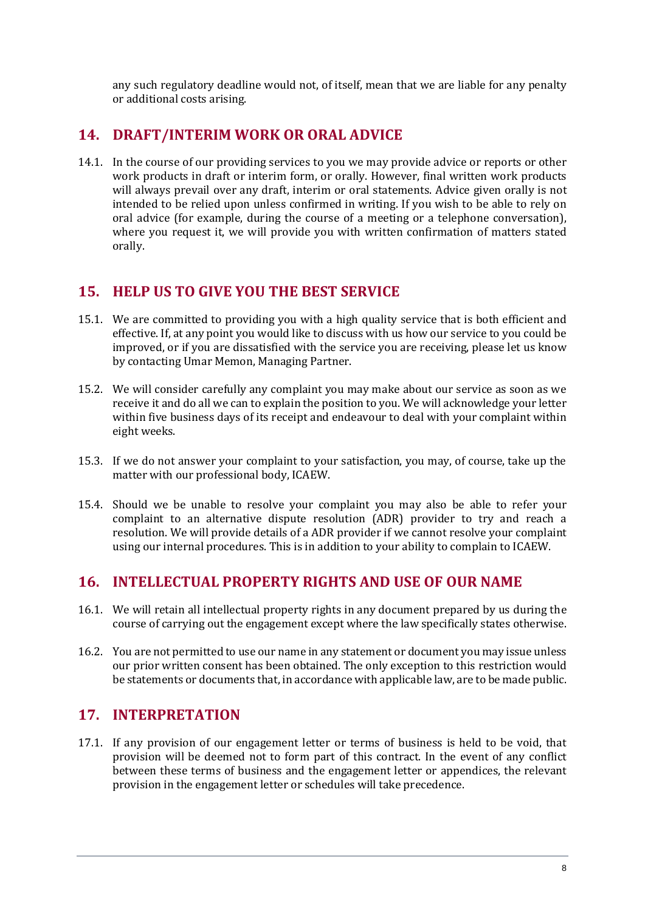any such regulatory deadline would not, of itself, mean that we are liable for any penalty or additional costs arising.

## 14. DRAFT/INTERIM WORK OR ORAL ADVICE

14.1. In the course of our providing services to you we may provide advice or reports or other work products in draft or interim form, or orally. However, final written work products will always prevail over any draft, interim or oral statements. Advice given orally is not intended to be relied upon unless confirmed in writing. If you wish to be able to rely on oral advice (for example, during the course of a meeting or a telephone conversation), where you request it, we will provide you with written confirmation of matters stated orally.

## 15. HELP US TO GIVE YOU THE BEST SERVICE

15.1. We are committed to providing you with a high quality service that is both efficient and effective. If, at any point you would like to discuss with us how our service to you could be improved, or if you are dissatisfied with the service you are receiving, please let us know by contacting Umar Memon, Managing Partner.

15.2. We will consider carefully any complaint you may make about our service as soon as we receive it and do all we can to explain the position to you. We will acknowledge your letter within five business days of its receipt and endeavour to deal with your complaint within eight weeks.

15.3. If we do not answer your complaint to your satisfaction, you may, of course, take up the matter with our professional body, ICAEW.

15.4. Should we be unable to resolve your complaint you may also be able to refer your complaint to an alternative dispute resolution (ADR) provider to try and reach a resolution. We will provide details of a ADR provider if we cannot resolve your complaint using our internal procedures. This is in addition to your ability to complain to ICAEW.

## 16. INTELLECTUAL PROPERTY RIGHTS AND USE OF OUR NAME

16.1. We will retain all intellectual property rights in any document prepared by us during the course of carrying out the engagement except where the law specifically states otherwise.

16.2. You are not permitted to use our name in any statement or document you may issue unless our prior written consent has been obtained. The only exception to this restriction would be statements or documents that, in accordance with applicable law, are to be made public.

## 17. INTERPRETATION

17.1. If any provision of our engagement letter or terms of business is held to be void, that provision will be deemed not to form part of this contract. In the event of any conflict between these terms of business and the engagement letter or appendices, the relevant provision in the engagement letter or schedules will take precedence.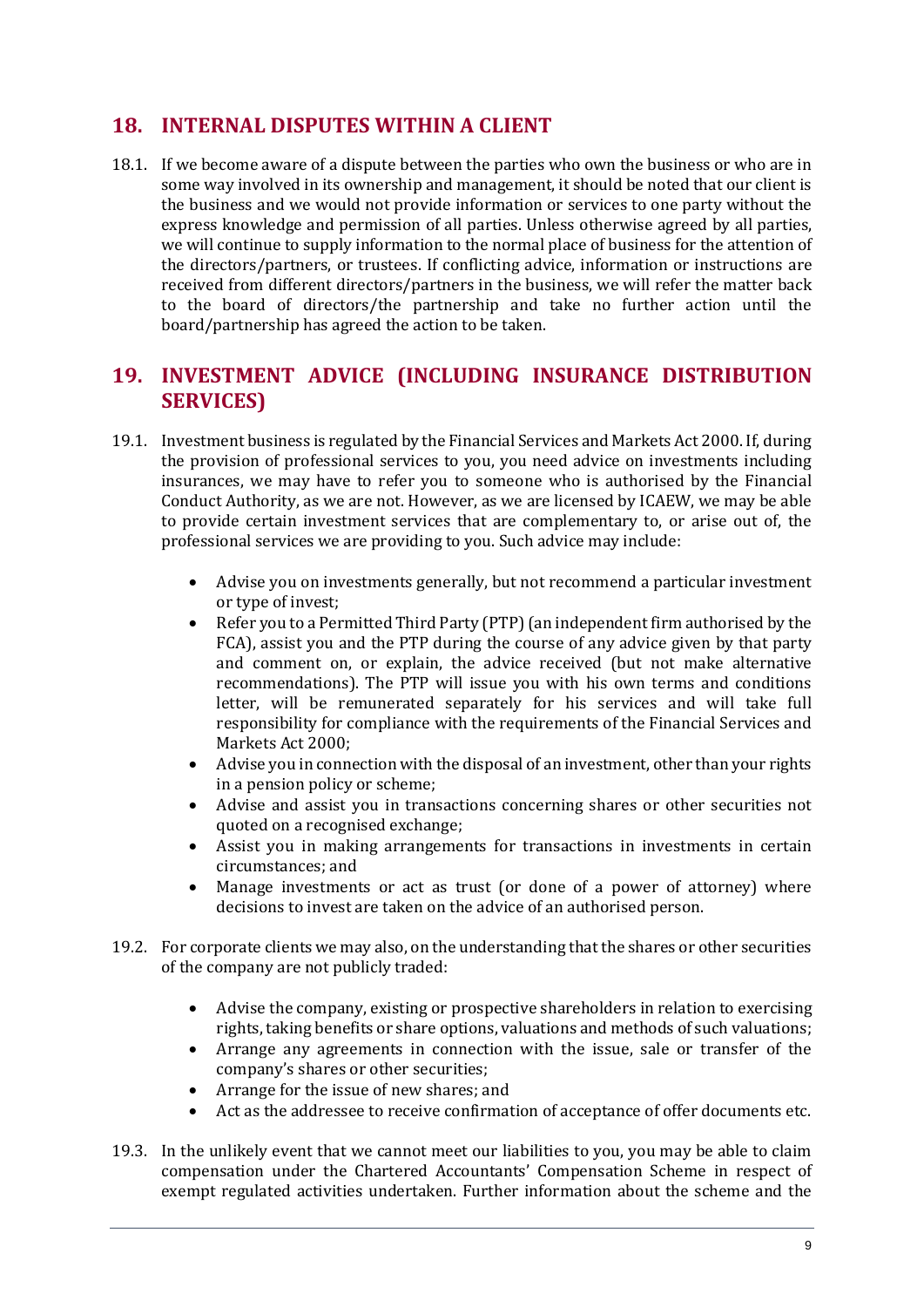## 18. INTERNAL DISPUTES WITHIN A CLIENT

18.1. If we become aware of a dispute between the parties who own the business or who are in some way involved in its ownership and management, it should be noted that our client is the business and we would not provide information or services to one party without the express knowledge and permission of all parties. Unless otherwise agreed by all parties, we will continue to supply information to the normal place of business for the attention of the directors/partners, or trustees. If conflicting advice, information or instructions are received from different directors/partners in the business, we will refer the matter back to the board of directors/the partnership and take no further action until the board/partnership has agreed the action to be taken.

## 19. INVESTMENT ADVICE (INCLUDING INSURANCE DISTRIBUTION SERVICES)

19.1. Investment business is regulated by the Financial Services and Markets Act 2000. If, during the provision of professional services to you, you need advice on investments including insurances, we may have to refer you to someone who is authorised by the Financial Conduct Authority, as we are not. However, as we are licensed by ICAEW, we may be able to provide certain investment services that are complementary to, or arise out of, the professional services we are providing to you. Such advice may include:

- Advise you on investments generally, but not recommend a particular investment or type of invest;
- Refer you to a Permitted Third Party (PTP) (an independent firm authorised by the FCA), assist you and the PTP during the course of any advice given by that party and comment on, or explain, the advice received (but not make alternative recommendations). The PTP will issue you with his own terms and conditions letter, will be remunerated separately for his services and will take full responsibility for compliance with the requirements of the Financial Services and Markets Act 2000;
- Advise you in connection with the disposal of an investment, other than your rights in a pension policy or scheme;
- Advise and assist you in transactions concerning shares or other securities not quoted on a recognised exchange;
- Assist you in making arrangements for transactions in investments in certain circumstances; and
- Manage investments or act as trust (or done of a power of attorney) where decisions to invest are taken on the advice of an authorised person.

19.2. For corporate clients we may also, on the understanding that the shares or other securities of the company are not publicly traded:

- Advise the company, existing or prospective shareholders in relation to exercising rights, taking benefits or share options, valuations and methods of such valuations;
- Arrange any agreements in connection with the issue, sale or transfer of the company's shares or other securities;
- Arrange for the issue of new shares; and
- Act as the addressee to receive confirmation of acceptance of offer documents etc.

19.3. In the unlikely event that we cannot meet our liabilities to you, you may be able to claim compensation under the Chartered Accountants' Compensation Scheme in respect of exempt regulated activities undertaken. Further information about the scheme and the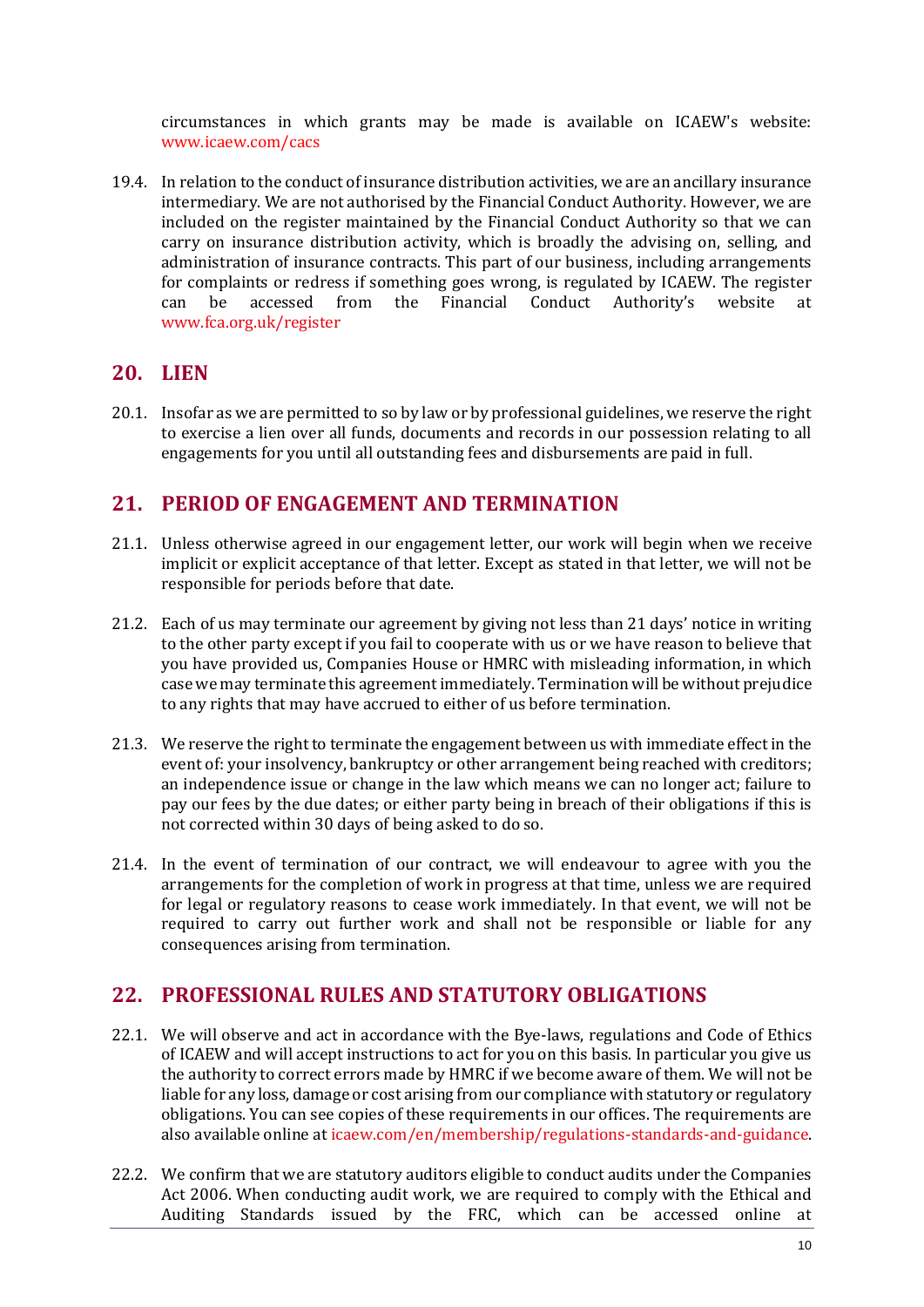circumstances in which grants may be made is available on ICAEW's website: www.icaew.com/cacs

19.4. In relation to the conduct of insurance distribution activities, we are an ancillary insurance intermediary. We are not authorised by the Financial Conduct Authority. However, we are included on the register maintained by the Financial Conduct Authority so that we can carry on insurance distribution activity, which is broadly the advising on, selling, and administration of insurance contracts. This part of our business, including arrangements for complaints or redress if something goes wrong, is regulated by ICAEW. The register can be accessed from the Financial Conduct Authority's website at www.fca.org.uk/register

## 20. LIEN

20.1. Insofar as we are permitted to so by law or by professional guidelines, we reserve the right to exercise a lien over all funds, documents and records in our possession relating to all engagements for you until all outstanding fees and disbursements are paid in full.

## 21. PERIOD OF ENGAGEMENT AND TERMINATION

21.1. Unless otherwise agreed in our engagement letter, our work will begin when we receive implicit or explicit acceptance of that letter. Except as stated in that letter, we will not be responsible for periods before that date.

21.2. Each of us may terminate our agreement by giving not less than 21 days' notice in writing to the other party except if you fail to cooperate with us or we have reason to believe that you have provided us, Companies House or HMRC with misleading information, in which case we may terminate this agreement immediately. Termination will be without prejudice to any rights that may have accrued to either of us before termination.

21.3. We reserve the right to terminate the engagement between us with immediate effect in the event of: your insolvency, bankruptcy or other arrangement being reached with creditors; an independence issue or change in the law which means we can no longer act; failure to pay our fees by the due dates; or either party being in breach of their obligations if this is not corrected within 30 days of being asked to do so.

21.4. In the event of termination of our contract, we will endeavour to agree with you the arrangements for the completion of work in progress at that time, unless we are required for legal or regulatory reasons to cease work immediately. In that event, we will not be required to carry out further work and shall not be responsible or liable for any consequences arising from termination.

## 22. PROFESSIONAL RULES AND STATUTORY OBLIGATIONS

22.1. We will observe and act in accordance with the Bye-laws, regulations and Code of Ethics of ICAEW and will accept instructions to act for you on this basis. In particular you give us the authority to correct errors made by HMRC if we become aware of them. We will not be liable for any loss, damage or cost arising from our compliance with statutory or regulatory obligations. You can see copies of these requirements in our offices. The requirements are also available online at icaew.com/en/membership/regulations-standards-and-guidance.

22.2. We confirm that we are statutory auditors eligible to conduct audits under the Companies Act 2006. When conducting audit work, we are required to comply with the Ethical and Auditing Standards issued by the FRC, which can be accessed online at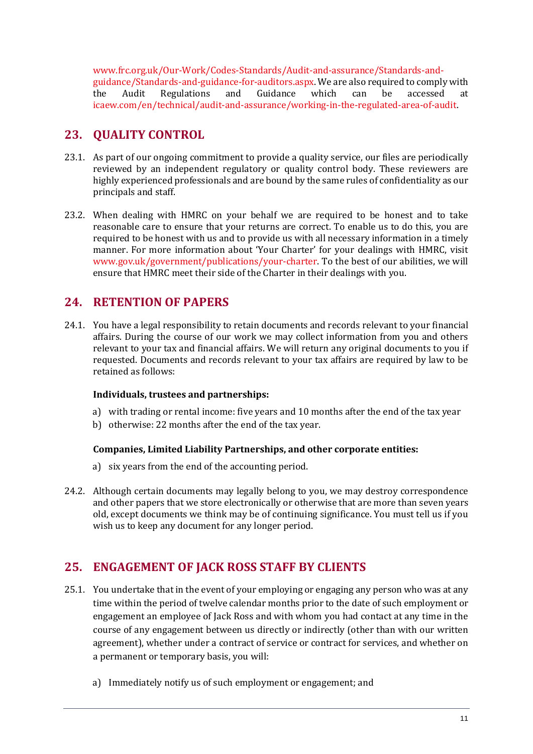www.frc.org.uk/Our-Work/Codes-Standards/Audit-and-assurance/Standards-and-guidance/Standards-and-guidance-for-auditors.aspx. We are also required to comply with the Audit Regulations and Guidance which can be accessed at icaew.com/en/technical/audit-and-assurance/working-in-the-regulated-area-of-audit.

## 23. QUALITY CONTROL

23.1. As part of our ongoing commitment to provide a quality service, our files are periodically reviewed by an independent regulatory or quality control body. These reviewers are highly experienced professionals and are bound by the same rules of confidentiality as our principals and staff.

23.2. When dealing with HMRC on your behalf we are required to be honest and to take reasonable care to ensure that your returns are correct. To enable us to do this, you are required to be honest with us and to provide us with all necessary information in a timely manner. For more information about 'Your Charter' for your dealings with HMRC, visit www.gov.uk/government/publications/your-charter. To the best of our abilities, we will ensure that HMRC meet their side of the Charter in their dealings with you.

## 24. RETENTION OF PAPERS

24.1. You have a legal responsibility to retain documents and records relevant to your financial affairs. During the course of our work we may collect information from you and others relevant to your tax and financial affairs. We will return any original documents to you if requested. Documents and records relevant to your tax affairs are required by law to be retained as follows:

**Individuals, trustees and partnerships:**

a) with trading or rental income: five years and 10 months after the end of the tax year
b) otherwise: 22 months after the end of the tax year.

**Companies, Limited Liability Partnerships, and other corporate entities:**

a) six years from the end of the accounting period.

24.2. Although certain documents may legally belong to you, we may destroy correspondence and other papers that we store electronically or otherwise that are more than seven years old, except documents we think may be of continuing significance. You must tell us if you wish us to keep any document for any longer period.

## 25. ENGAGEMENT OF JACK ROSS STAFF BY CLIENTS

25.1. You undertake that in the event of your employing or engaging any person who was at any time within the period of twelve calendar months prior to the date of such employment or engagement an employee of Jack Ross and with whom you had contact at any time in the course of any engagement between us directly or indirectly (other than with our written agreement), whether under a contract of service or contract for services, and whether on a permanent or temporary basis, you will:

a) Immediately notify us of such employment or engagement; and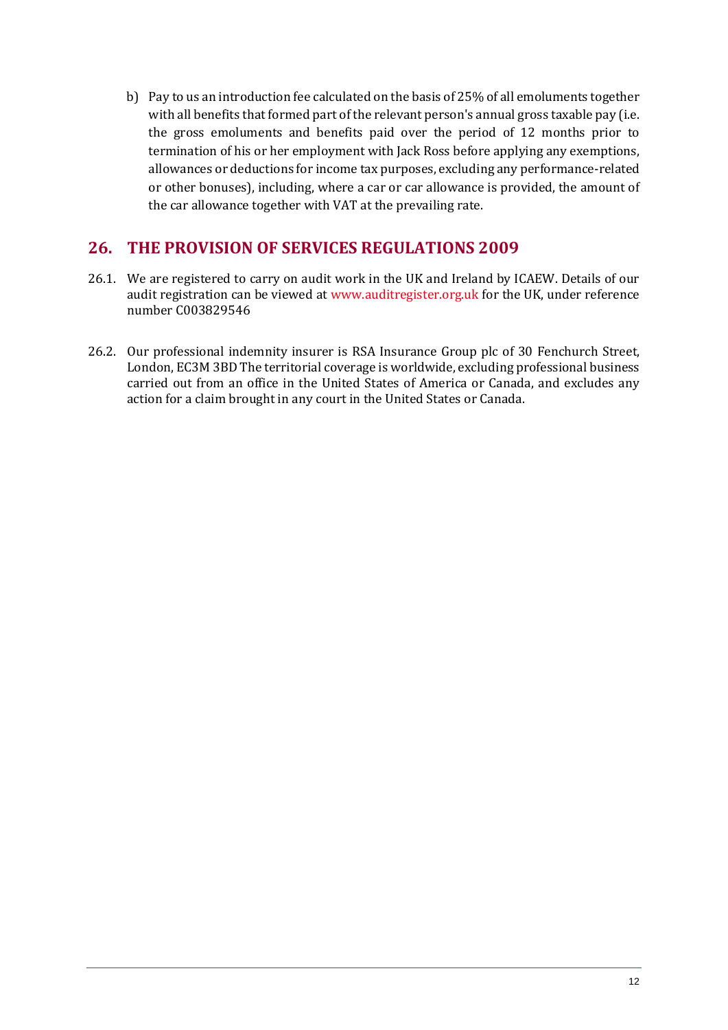b) Pay to us an introduction fee calculated on the basis of 25% of all emoluments together with all benefits that formed part of the relevant person's annual gross taxable pay (i.e. the gross emoluments and benefits paid over the period of 12 months prior to termination of his or her employment with Jack Ross before applying any exemptions, allowances or deductions for income tax purposes, excluding any performance-related or other bonuses), including, where a car or car allowance is provided, the amount of the car allowance together with VAT at the prevailing rate.

## 26. THE PROVISION OF SERVICES REGULATIONS 2009

26.1. We are registered to carry on audit work in the UK and Ireland by ICAEW. Details of our audit registration can be viewed at www.auditregister.org.uk for the UK, under reference number C003829546

26.2. Our professional indemnity insurer is RSA Insurance Group plc of 30 Fenchurch Street, London, EC3M 3BD The territorial coverage is worldwide, excluding professional business carried out from an office in the United States of America or Canada, and excludes any action for a claim brought in any court in the United States or Canada.